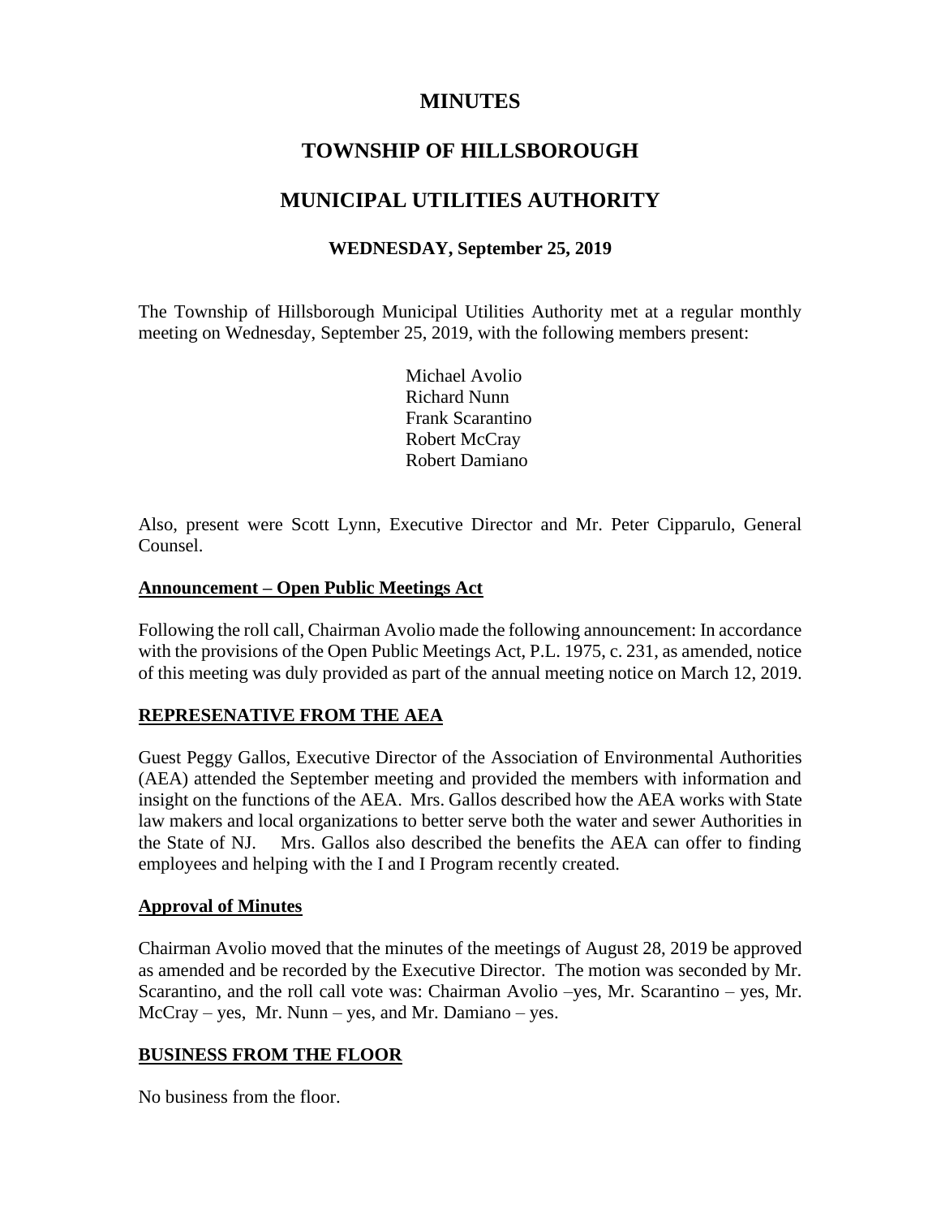# MINUTES

# TOWNSHIP OF HILLSBOROUGH

# MUNICIPAL UTILITIES AUTHORITY

### WEDNESDAY, September 25, 2019

The Township of Hillsborough Municipal Utilities Authority met at a regular monthly meeting on Wednesday, September 25, 2019, with the following members present:

Michael Avolio
Richard Nunn
Frank Scarantino
Robert McCray
Robert Damiano

Also, present were Scott Lynn, Executive Director and Mr. Peter Cipparulo, General Counsel.

## Announcement – Open Public Meetings Act

Following the roll call, Chairman Avolio made the following announcement: In accordance with the provisions of the Open Public Meetings Act, P.L. 1975, c. 231, as amended, notice of this meeting was duly provided as part of the annual meeting notice on March 12, 2019.

## REPRESENATIVE FROM THE AEA

Guest Peggy Gallos, Executive Director of the Association of Environmental Authorities (AEA) attended the September meeting and provided the members with information and insight on the functions of the AEA. Mrs. Gallos described how the AEA works with State law makers and local organizations to better serve both the water and sewer Authorities in the State of NJ. Mrs. Gallos also described the benefits the AEA can offer to finding employees and helping with the I and I Program recently created.

## Approval of Minutes

Chairman Avolio moved that the minutes of the meetings of August 28, 2019 be approved as amended and be recorded by the Executive Director. The motion was seconded by Mr. Scarantino, and the roll call vote was: Chairman Avolio –yes, Mr. Scarantino – yes, Mr. McCray – yes, Mr. Nunn – yes, and Mr. Damiano – yes.

## BUSINESS FROM THE FLOOR

No business from the floor.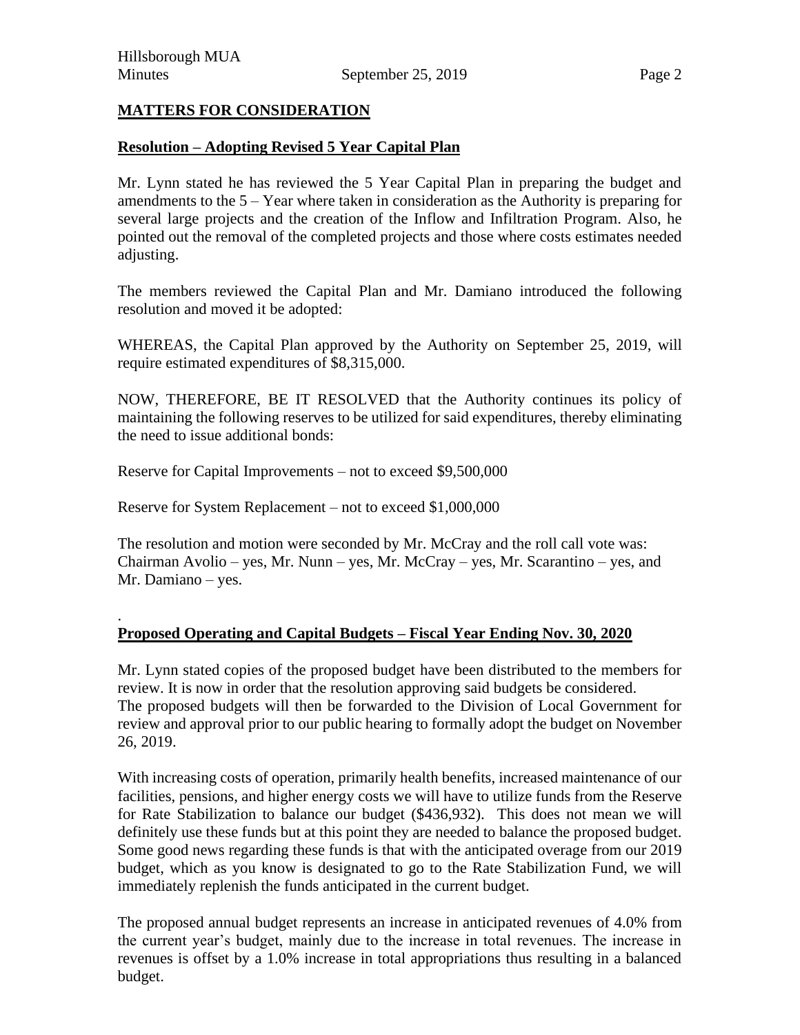## MATTERS FOR CONSIDERATION

### Resolution – Adopting Revised 5 Year Capital Plan

Mr. Lynn stated he has reviewed the 5 Year Capital Plan in preparing the budget and amendments to the 5 – Year where taken in consideration as the Authority is preparing for several large projects and the creation of the Inflow and Infiltration Program. Also, he pointed out the removal of the completed projects and those where costs estimates needed adjusting.

The members reviewed the Capital Plan and Mr. Damiano introduced the following resolution and moved it be adopted:

WHEREAS, the Capital Plan approved by the Authority on September 25, 2019, will require estimated expenditures of $8,315,000.

NOW, THEREFORE, BE IT RESOLVED that the Authority continues its policy of maintaining the following reserves to be utilized for said expenditures, thereby eliminating the need to issue additional bonds:

Reserve for Capital Improvements – not to exceed $9,500,000

Reserve for System Replacement – not to exceed $1,000,000

The resolution and motion were seconded by Mr. McCray and the roll call vote was: Chairman Avolio – yes, Mr. Nunn – yes, Mr. McCray – yes, Mr. Scarantino – yes, and Mr. Damiano – yes.

.

### Proposed Operating and Capital Budgets – Fiscal Year Ending Nov. 30, 2020

Mr. Lynn stated copies of the proposed budget have been distributed to the members for review. It is now in order that the resolution approving said budgets be considered. The proposed budgets will then be forwarded to the Division of Local Government for review and approval prior to our public hearing to formally adopt the budget on November 26, 2019.

With increasing costs of operation, primarily health benefits, increased maintenance of our facilities, pensions, and higher energy costs we will have to utilize funds from the Reserve for Rate Stabilization to balance our budget ($436,932). This does not mean we will definitely use these funds but at this point they are needed to balance the proposed budget. Some good news regarding these funds is that with the anticipated overage from our 2019 budget, which as you know is designated to go to the Rate Stabilization Fund, we will immediately replenish the funds anticipated in the current budget.

The proposed annual budget represents an increase in anticipated revenues of 4.0% from the current year's budget, mainly due to the increase in total revenues. The increase in revenues is offset by a 1.0% increase in total appropriations thus resulting in a balanced budget.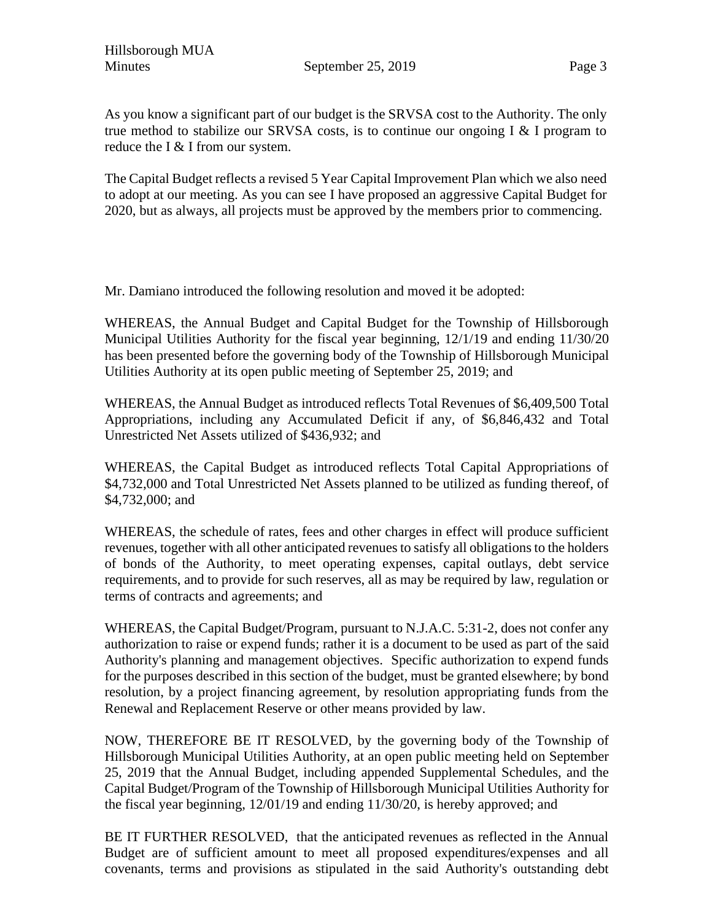As you know a significant part of our budget is the SRVSA cost to the Authority. The only true method to stabilize our SRVSA costs, is to continue our ongoing I & I program to reduce the I & I from our system.

The Capital Budget reflects a revised 5 Year Capital Improvement Plan which we also need to adopt at our meeting. As you can see I have proposed an aggressive Capital Budget for 2020, but as always, all projects must be approved by the members prior to commencing.

Mr. Damiano introduced the following resolution and moved it be adopted:

WHEREAS, the Annual Budget and Capital Budget for the Township of Hillsborough Municipal Utilities Authority for the fiscal year beginning, 12/1/19 and ending 11/30/20 has been presented before the governing body of the Township of Hillsborough Municipal Utilities Authority at its open public meeting of September 25, 2019; and

WHEREAS, the Annual Budget as introduced reflects Total Revenues of $6,409,500 Total Appropriations, including any Accumulated Deficit if any, of $6,846,432 and Total Unrestricted Net Assets utilized of $436,932; and

WHEREAS, the Capital Budget as introduced reflects Total Capital Appropriations of $4,732,000 and Total Unrestricted Net Assets planned to be utilized as funding thereof, of $4,732,000; and

WHEREAS, the schedule of rates, fees and other charges in effect will produce sufficient revenues, together with all other anticipated revenues to satisfy all obligations to the holders of bonds of the Authority, to meet operating expenses, capital outlays, debt service requirements, and to provide for such reserves, all as may be required by law, regulation or terms of contracts and agreements; and

WHEREAS, the Capital Budget/Program, pursuant to N.J.A.C. 5:31-2, does not confer any authorization to raise or expend funds; rather it is a document to be used as part of the said Authority's planning and management objectives. Specific authorization to expend funds for the purposes described in this section of the budget, must be granted elsewhere; by bond resolution, by a project financing agreement, by resolution appropriating funds from the Renewal and Replacement Reserve or other means provided by law.

NOW, THEREFORE BE IT RESOLVED, by the governing body of the Township of Hillsborough Municipal Utilities Authority, at an open public meeting held on September 25, 2019 that the Annual Budget, including appended Supplemental Schedules, and the Capital Budget/Program of the Township of Hillsborough Municipal Utilities Authority for the fiscal year beginning, 12/01/19 and ending 11/30/20, is hereby approved; and

BE IT FURTHER RESOLVED, that the anticipated revenues as reflected in the Annual Budget are of sufficient amount to meet all proposed expenditures/expenses and all covenants, terms and provisions as stipulated in the said Authority's outstanding debt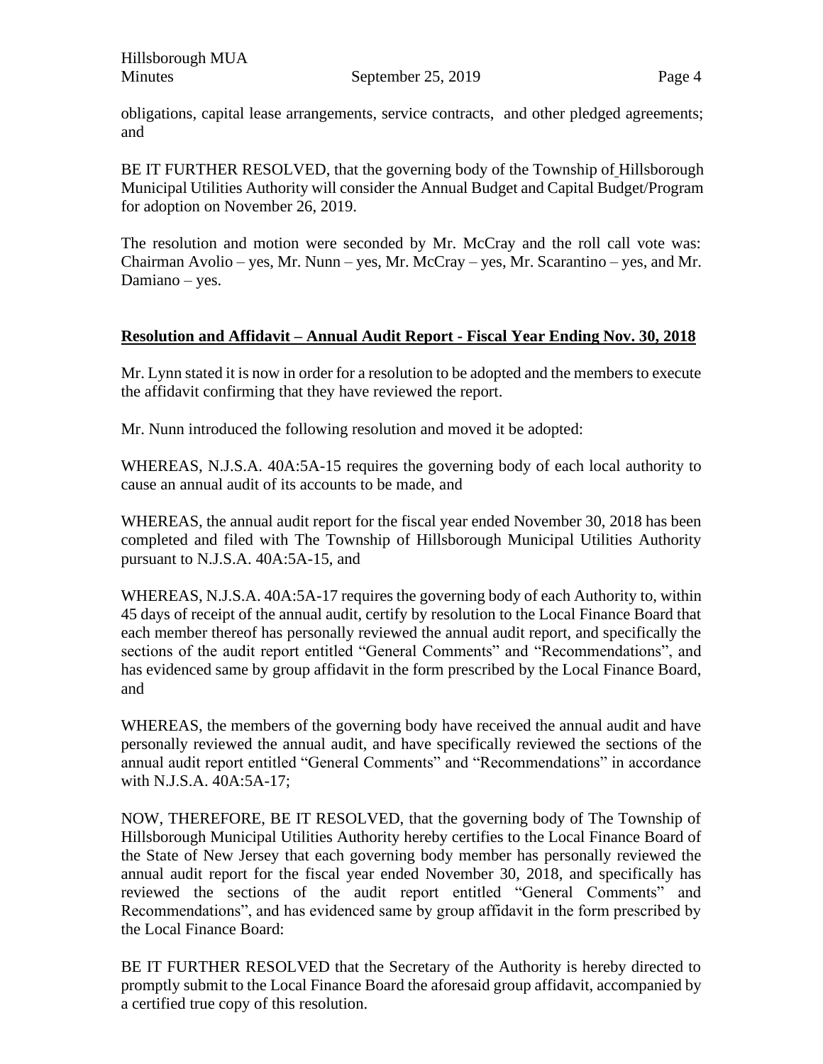obligations, capital lease arrangements, service contracts, and other pledged agreements; and

BE IT FURTHER RESOLVED, that the governing body of the Township of Hillsborough Municipal Utilities Authority will consider the Annual Budget and Capital Budget/Program for adoption on November 26, 2019.

The resolution and motion were seconded by Mr. McCray and the roll call vote was: Chairman Avolio – yes, Mr. Nunn – yes, Mr. McCray – yes, Mr. Scarantino – yes, and Mr. Damiano – yes.

**Resolution and Affidavit – Annual Audit Report - Fiscal Year Ending Nov. 30, 2018**

Mr. Lynn stated it is now in order for a resolution to be adopted and the members to execute the affidavit confirming that they have reviewed the report.

Mr. Nunn introduced the following resolution and moved it be adopted:

WHEREAS, N.J.S.A. 40A:5A-15 requires the governing body of each local authority to cause an annual audit of its accounts to be made, and

WHEREAS, the annual audit report for the fiscal year ended November 30, 2018 has been completed and filed with The Township of Hillsborough Municipal Utilities Authority pursuant to N.J.S.A. 40A:5A-15, and

WHEREAS, N.J.S.A. 40A:5A-17 requires the governing body of each Authority to, within 45 days of receipt of the annual audit, certify by resolution to the Local Finance Board that each member thereof has personally reviewed the annual audit report, and specifically the sections of the audit report entitled "General Comments" and "Recommendations", and has evidenced same by group affidavit in the form prescribed by the Local Finance Board, and

WHEREAS, the members of the governing body have received the annual audit and have personally reviewed the annual audit, and have specifically reviewed the sections of the annual audit report entitled "General Comments" and "Recommendations" in accordance with N.J.S.A. 40A:5A-17;

NOW, THEREFORE, BE IT RESOLVED, that the governing body of The Township of Hillsborough Municipal Utilities Authority hereby certifies to the Local Finance Board of the State of New Jersey that each governing body member has personally reviewed the annual audit report for the fiscal year ended November 30, 2018, and specifically has reviewed the sections of the audit report entitled "General Comments" and Recommendations", and has evidenced same by group affidavit in the form prescribed by the Local Finance Board:

BE IT FURTHER RESOLVED that the Secretary of the Authority is hereby directed to promptly submit to the Local Finance Board the aforesaid group affidavit, accompanied by a certified true copy of this resolution.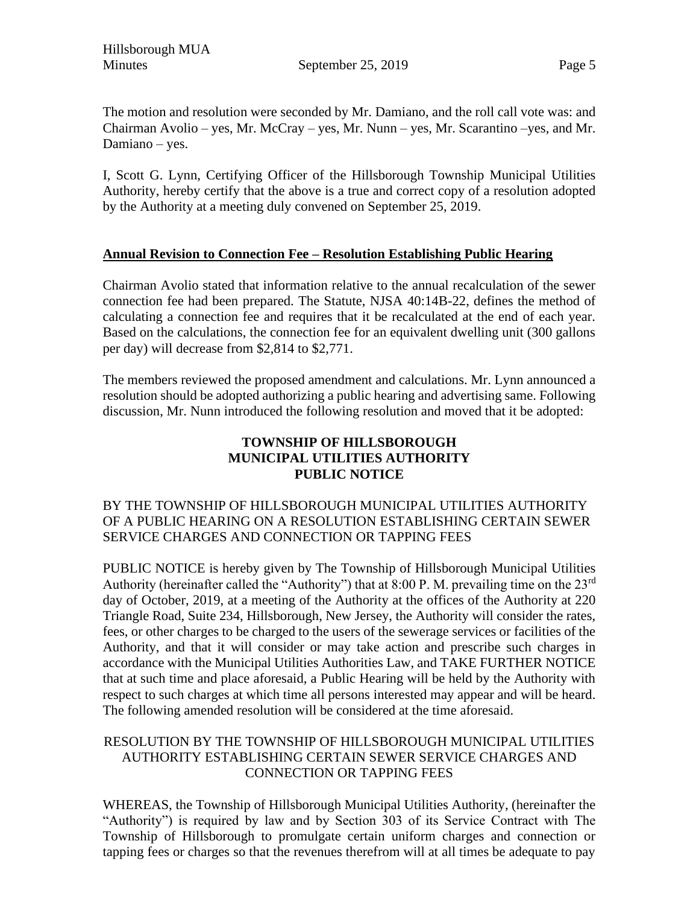The motion and resolution were seconded by Mr. Damiano, and the roll call vote was: and Chairman Avolio – yes, Mr. McCray – yes, Mr. Nunn – yes, Mr. Scarantino –yes, and Mr. Damiano – yes.

I, Scott G. Lynn, Certifying Officer of the Hillsborough Township Municipal Utilities Authority, hereby certify that the above is a true and correct copy of a resolution adopted by the Authority at a meeting duly convened on September 25, 2019.

**Annual Revision to Connection Fee – Resolution Establishing Public Hearing**

Chairman Avolio stated that information relative to the annual recalculation of the sewer connection fee had been prepared. The Statute, NJSA 40:14B-22, defines the method of calculating a connection fee and requires that it be recalculated at the end of each year. Based on the calculations, the connection fee for an equivalent dwelling unit (300 gallons per day) will decrease from $2,814 to $2,771.

The members reviewed the proposed amendment and calculations. Mr. Lynn announced a resolution should be adopted authorizing a public hearing and advertising same. Following discussion, Mr. Nunn introduced the following resolution and moved that it be adopted:

**TOWNSHIP OF HILLSBOROUGH**
**MUNICIPAL UTILITIES AUTHORITY**
**PUBLIC NOTICE**

BY THE TOWNSHIP OF HILLSBOROUGH MUNICIPAL UTILITIES AUTHORITY OF A PUBLIC HEARING ON A RESOLUTION ESTABLISHING CERTAIN SEWER SERVICE CHARGES AND CONNECTION OR TAPPING FEES

PUBLIC NOTICE is hereby given by The Township of Hillsborough Municipal Utilities Authority (hereinafter called the "Authority") that at 8:00 P. M. prevailing time on the 23rd day of October, 2019, at a meeting of the Authority at the offices of the Authority at 220 Triangle Road, Suite 234, Hillsborough, New Jersey, the Authority will consider the rates, fees, or other charges to be charged to the users of the sewerage services or facilities of the Authority, and that it will consider or may take action and prescribe such charges in accordance with the Municipal Utilities Authorities Law, and TAKE FURTHER NOTICE that at such time and place aforesaid, a Public Hearing will be held by the Authority with respect to such charges at which time all persons interested may appear and will be heard. The following amended resolution will be considered at the time aforesaid.

RESOLUTION BY THE TOWNSHIP OF HILLSBOROUGH MUNICIPAL UTILITIES AUTHORITY ESTABLISHING CERTAIN SEWER SERVICE CHARGES AND CONNECTION OR TAPPING FEES

WHEREAS, the Township of Hillsborough Municipal Utilities Authority, (hereinafter the "Authority") is required by law and by Section 303 of its Service Contract with The Township of Hillsborough to promulgate certain uniform charges and connection or tapping fees or charges so that the revenues therefrom will at all times be adequate to pay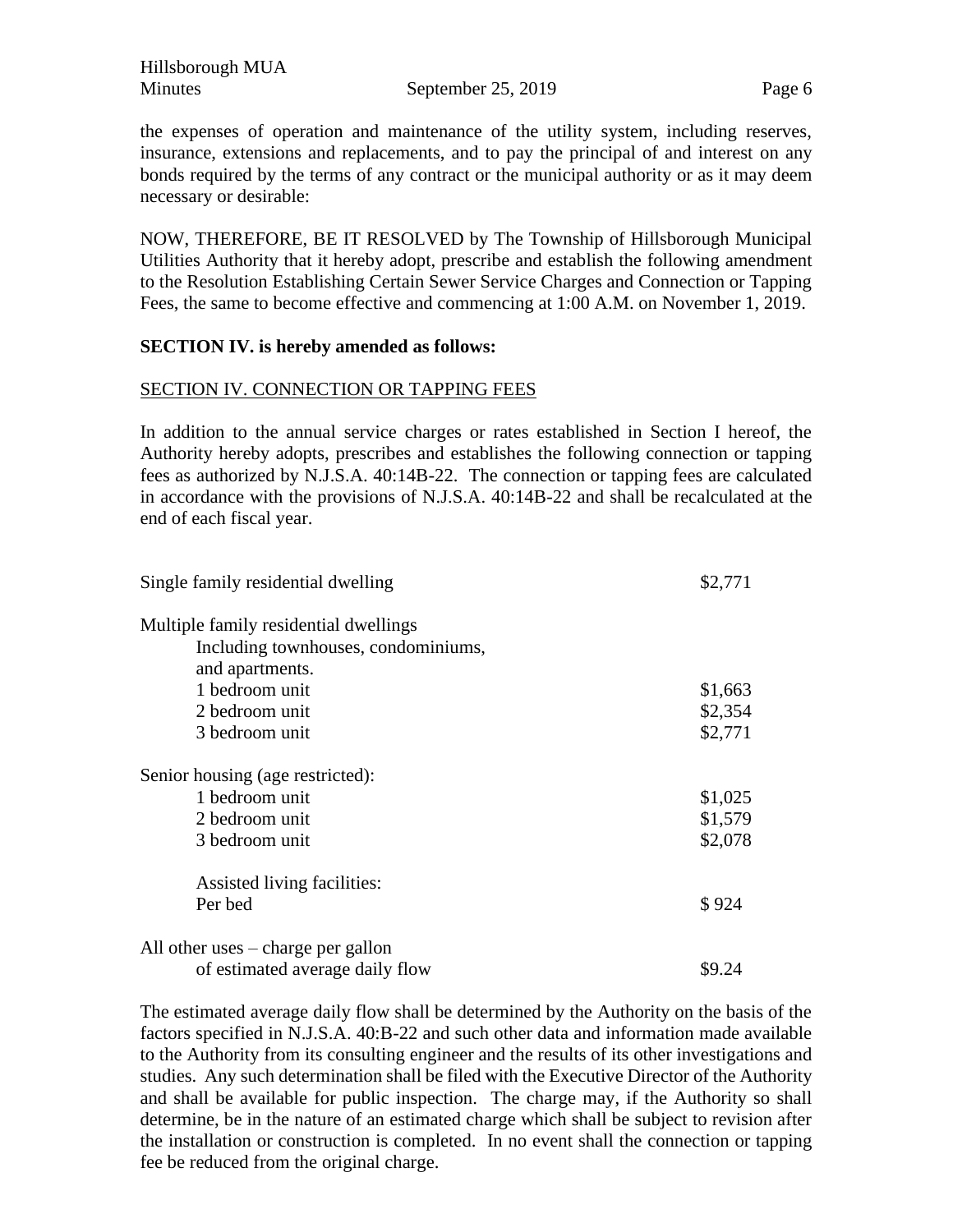the expenses of operation and maintenance of the utility system, including reserves, insurance, extensions and replacements, and to pay the principal of and interest on any bonds required by the terms of any contract or the municipal authority or as it may deem necessary or desirable:

NOW, THEREFORE, BE IT RESOLVED by The Township of Hillsborough Municipal Utilities Authority that it hereby adopt, prescribe and establish the following amendment to the Resolution Establishing Certain Sewer Service Charges and Connection or Tapping Fees, the same to become effective and commencing at 1:00 A.M. on November 1, 2019.

**SECTION IV. is hereby amended as follows:**

SECTION IV. CONNECTION OR TAPPING FEES

In addition to the annual service charges or rates established in Section I hereof, the Authority hereby adopts, prescribes and establishes the following connection or tapping fees as authorized by N.J.S.A. 40:14B-22. The connection or tapping fees are calculated in accordance with the provisions of N.J.S.A. 40:14B-22 and shall be recalculated at the end of each fiscal year.

| | |
|---|---|
| Single family residential dwelling | $2,771 |
| Multiple family residential dwellings Including townhouses, condominiums, and apartments. | |
| 1 bedroom unit | $1,663 |
| 2 bedroom unit | $2,354 |
| 3 bedroom unit | $2,771 |
| Senior housing (age restricted): | |
| 1 bedroom unit | $1,025 |
| 2 bedroom unit | $1,579 |
| 3 bedroom unit | $2,078 |
| Assisted living facilities: Per bed | $ 924 |
| All other uses – charge per gallon of estimated average daily flow | $9.24 |

The estimated average daily flow shall be determined by the Authority on the basis of the factors specified in N.J.S.A. 40:B-22 and such other data and information made available to the Authority from its consulting engineer and the results of its other investigations and studies. Any such determination shall be filed with the Executive Director of the Authority and shall be available for public inspection. The charge may, if the Authority so shall determine, be in the nature of an estimated charge which shall be subject to revision after the installation or construction is completed. In no event shall the connection or tapping fee be reduced from the original charge.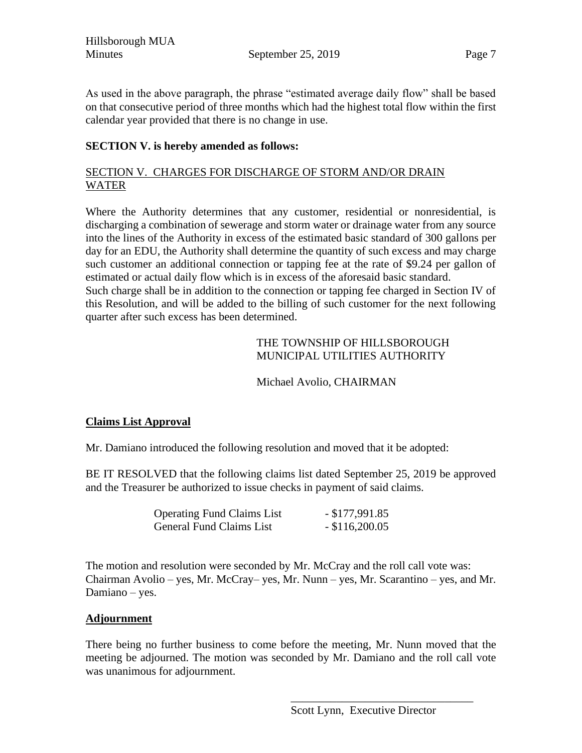As used in the above paragraph, the phrase "estimated average daily flow" shall be based on that consecutive period of three months which had the highest total flow within the first calendar year provided that there is no change in use.

**SECTION V. is hereby amended as follows:**

<u>SECTION V. CHARGES FOR DISCHARGE OF STORM AND/OR DRAIN WATER</u>

Where the Authority determines that any customer, residential or nonresidential, is discharging a combination of sewerage and storm water or drainage water from any source into the lines of the Authority in excess of the estimated basic standard of 300 gallons per day for an EDU, the Authority shall determine the quantity of such excess and may charge such customer an additional connection or tapping fee at the rate of $9.24 per gallon of estimated or actual daily flow which is in excess of the aforesaid basic standard.
Such charge shall be in addition to the connection or tapping fee charged in Section IV of this Resolution, and will be added to the billing of such customer for the next following quarter after such excess has been determined.

THE TOWNSHIP OF HILLSBOROUGH
MUNICIPAL UTILITIES AUTHORITY

Michael Avolio, CHAIRMAN

**<u>Claims List Approval</u>**

Mr. Damiano introduced the following resolution and moved that it be adopted:

BE IT RESOLVED that the following claims list dated September 25, 2019 be approved and the Treasurer be authorized to issue checks in payment of said claims.

| | |
|---|---|
| Operating Fund Claims List | - $177,991.85 |
| General Fund Claims List | - $116,200.05 |

The motion and resolution were seconded by Mr. McCray and the roll call vote was: Chairman Avolio – yes, Mr. McCray– yes, Mr. Nunn – yes, Mr. Scarantino – yes, and Mr. Damiano – yes.

**<u>Adjournment</u>**

There being no further business to come before the meeting, Mr. Nunn moved that the meeting be adjourned. The motion was seconded by Mr. Damiano and the roll call vote was unanimous for adjournment.

\_\_\_\_\_\_\_\_\_\_\_\_\_\_\_\_\_\_\_\_\_\_\_\_\_\_\_\_\_\_\_\_
Scott Lynn, Executive Director